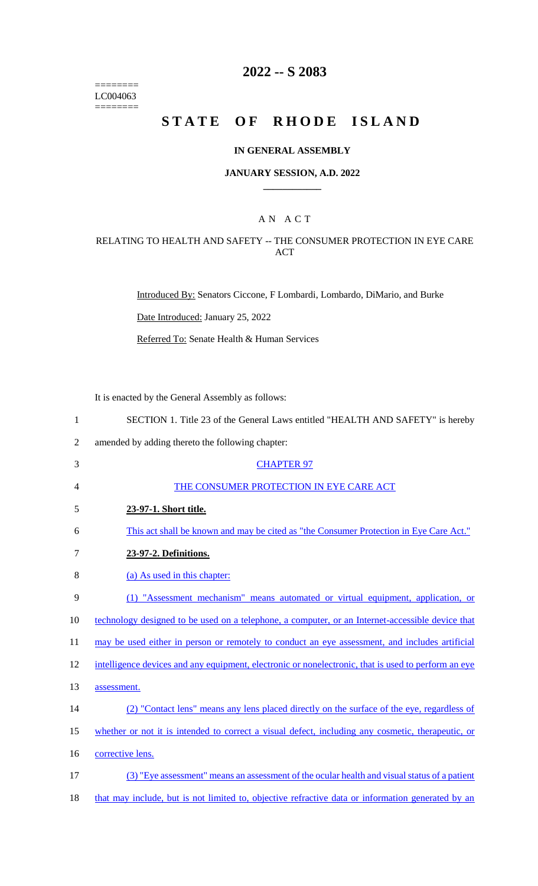========
LC004063
========

# 2022 -- S 2083

# STATE OF RHODE ISLAND

## IN GENERAL ASSEMBLY

### JANUARY SESSION, A.D. 2022

---

## A N A C T

### RELATING TO HEALTH AND SAFETY -- THE CONSUMER PROTECTION IN EYE CARE ACT

Introduced By: Senators Ciccone, F Lombardi, Lombardo, DiMario, and Burke

Date Introduced: January 25, 2022

Referred To: Senate Health & Human Services

It is enacted by the General Assembly as follows:

1 SECTION 1. Title 23 of the General Laws entitled "HEALTH AND SAFETY" is hereby
2 amended by adding thereto the following chapter:

3 CHAPTER 97

4 THE CONSUMER PROTECTION IN EYE CARE ACT

5 **23-97-1. Short title.**

6 This act shall be known and may be cited as "the Consumer Protection in Eye Care Act."

7 **23-97-2. Definitions.**

8 (a) As used in this chapter:

9 (1) "Assessment mechanism" means automated or virtual equipment, application, or
10 technology designed to be used on a telephone, a computer, or an Internet-accessible device that
11 may be used either in person or remotely to conduct an eye assessment, and includes artificial
12 intelligence devices and any equipment, electronic or nonelectronic, that is used to perform an eye
13 assessment.

14 (2) "Contact lens" means any lens placed directly on the surface of the eye, regardless of
15 whether or not it is intended to correct a visual defect, including any cosmetic, therapeutic, or
16 corrective lens.

17 (3) "Eye assessment" means an assessment of the ocular health and visual status of a patient
18 that may include, but is not limited to, objective refractive data or information generated by an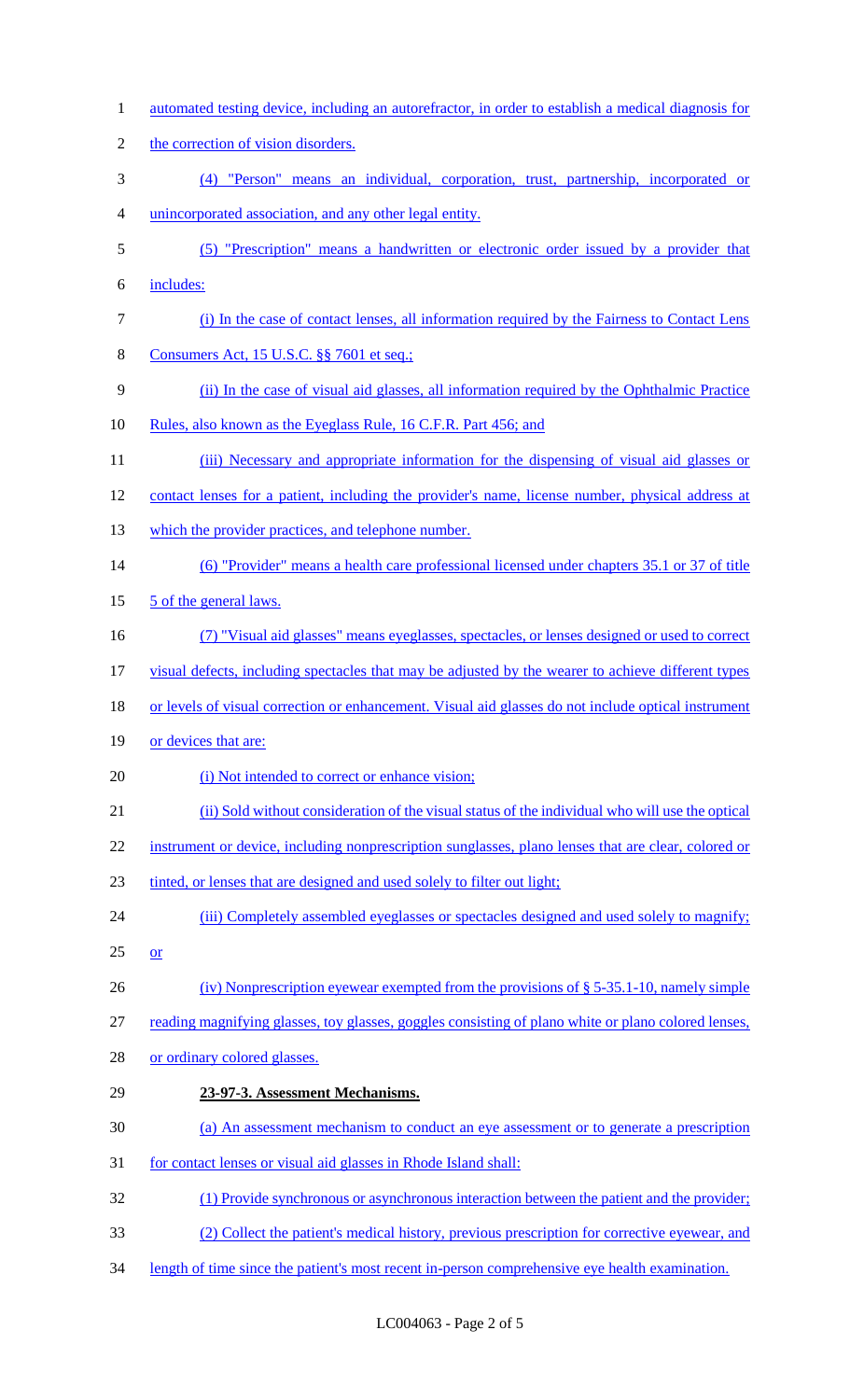automated testing device, including an autorefractor, in order to establish a medical diagnosis for the correction of vision disorders.

(4) "Person" means an individual, corporation, trust, partnership, incorporated or unincorporated association, and any other legal entity.

(5) "Prescription" means a handwritten or electronic order issued by a provider that includes:

(i) In the case of contact lenses, all information required by the Fairness to Contact Lens Consumers Act, 15 U.S.C. §§ 7601 et seq.;

(ii) In the case of visual aid glasses, all information required by the Ophthalmic Practice Rules, also known as the Eyeglass Rule, 16 C.F.R. Part 456; and

(iii) Necessary and appropriate information for the dispensing of visual aid glasses or contact lenses for a patient, including the provider's name, license number, physical address at which the provider practices, and telephone number.

(6) "Provider" means a health care professional licensed under chapters 35.1 or 37 of title 5 of the general laws.

(7) "Visual aid glasses" means eyeglasses, spectacles, or lenses designed or used to correct visual defects, including spectacles that may be adjusted by the wearer to achieve different types or levels of visual correction or enhancement. Visual aid glasses do not include optical instrument or devices that are:

(i) Not intended to correct or enhance vision;

(ii) Sold without consideration of the visual status of the individual who will use the optical instrument or device, including nonprescription sunglasses, plano lenses that are clear, colored or tinted, or lenses that are designed and used solely to filter out light;

(iii) Completely assembled eyeglasses or spectacles designed and used solely to magnify; or

(iv) Nonprescription eyewear exempted from the provisions of § 5-35.1-10, namely simple reading magnifying glasses, toy glasses, goggles consisting of plano white or plano colored lenses, or ordinary colored glasses.

**23-97-3. Assessment Mechanisms.**

(a) An assessment mechanism to conduct an eye assessment or to generate a prescription for contact lenses or visual aid glasses in Rhode Island shall:

(1) Provide synchronous or asynchronous interaction between the patient and the provider;

(2) Collect the patient's medical history, previous prescription for corrective eyewear, and length of time since the patient's most recent in-person comprehensive eye health examination.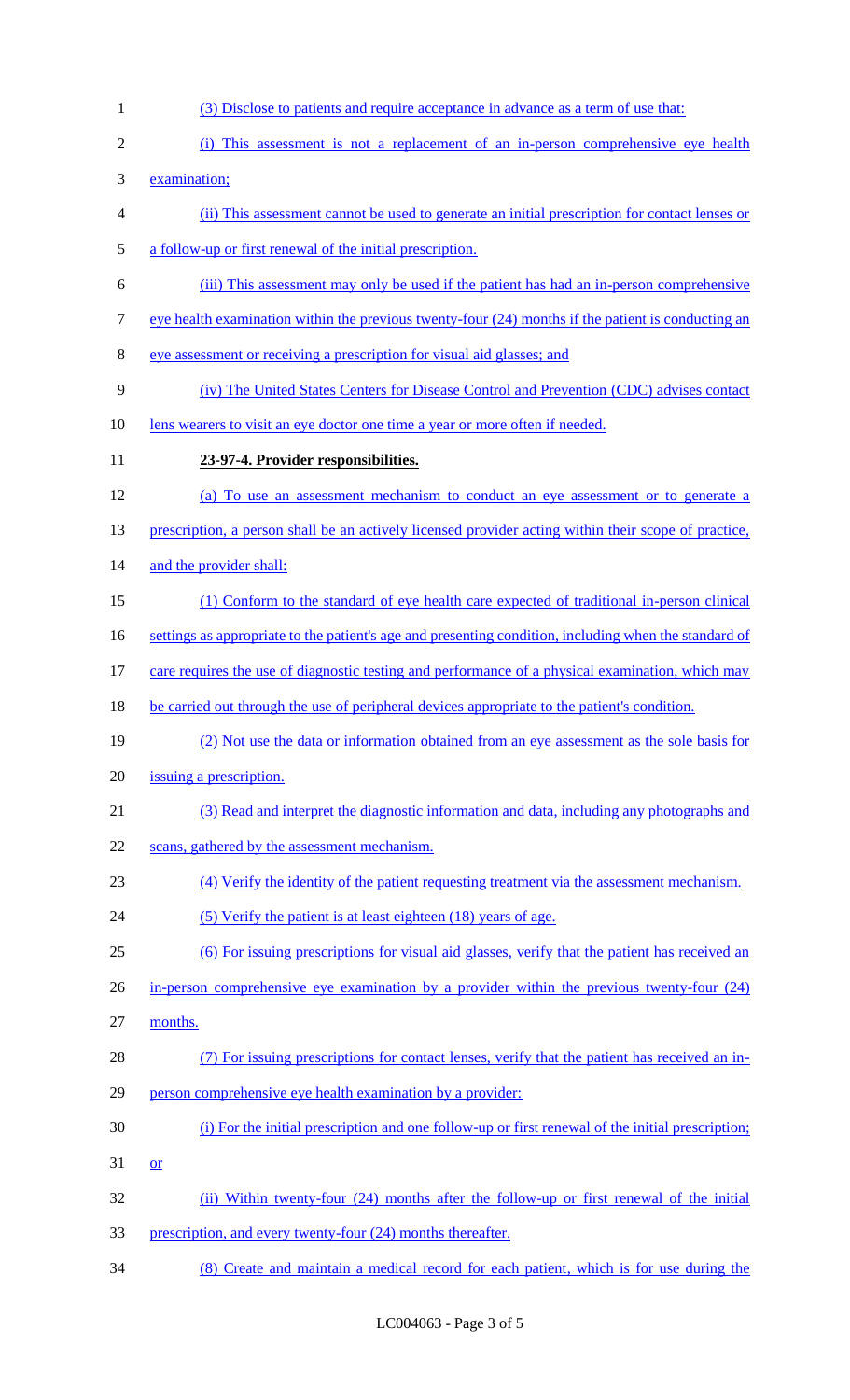(3) Disclose to patients and require acceptance in advance as a term of use that:

(i) This assessment is not a replacement of an in-person comprehensive eye health examination;

(ii) This assessment cannot be used to generate an initial prescription for contact lenses or a follow-up or first renewal of the initial prescription.

(iii) This assessment may only be used if the patient has had an in-person comprehensive eye health examination within the previous twenty-four (24) months if the patient is conducting an eye assessment or receiving a prescription for visual aid glasses; and

(iv) The United States Centers for Disease Control and Prevention (CDC) advises contact lens wearers to visit an eye doctor one time a year or more often if needed.

**23-97-4. Provider responsibilities.**

(a) To use an assessment mechanism to conduct an eye assessment or to generate a prescription, a person shall be an actively licensed provider acting within their scope of practice, and the provider shall:

(1) Conform to the standard of eye health care expected of traditional in-person clinical settings as appropriate to the patient's age and presenting condition, including when the standard of care requires the use of diagnostic testing and performance of a physical examination, which may be carried out through the use of peripheral devices appropriate to the patient's condition.

(2) Not use the data or information obtained from an eye assessment as the sole basis for issuing a prescription.

(3) Read and interpret the diagnostic information and data, including any photographs and scans, gathered by the assessment mechanism.

(4) Verify the identity of the patient requesting treatment via the assessment mechanism.

(5) Verify the patient is at least eighteen (18) years of age.

(6) For issuing prescriptions for visual aid glasses, verify that the patient has received an in-person comprehensive eye examination by a provider within the previous twenty-four (24) months.

(7) For issuing prescriptions for contact lenses, verify that the patient has received an in-person comprehensive eye health examination by a provider:

(i) For the initial prescription and one follow-up or first renewal of the initial prescription; or

(ii) Within twenty-four (24) months after the follow-up or first renewal of the initial prescription, and every twenty-four (24) months thereafter.

(8) Create and maintain a medical record for each patient, which is for use during the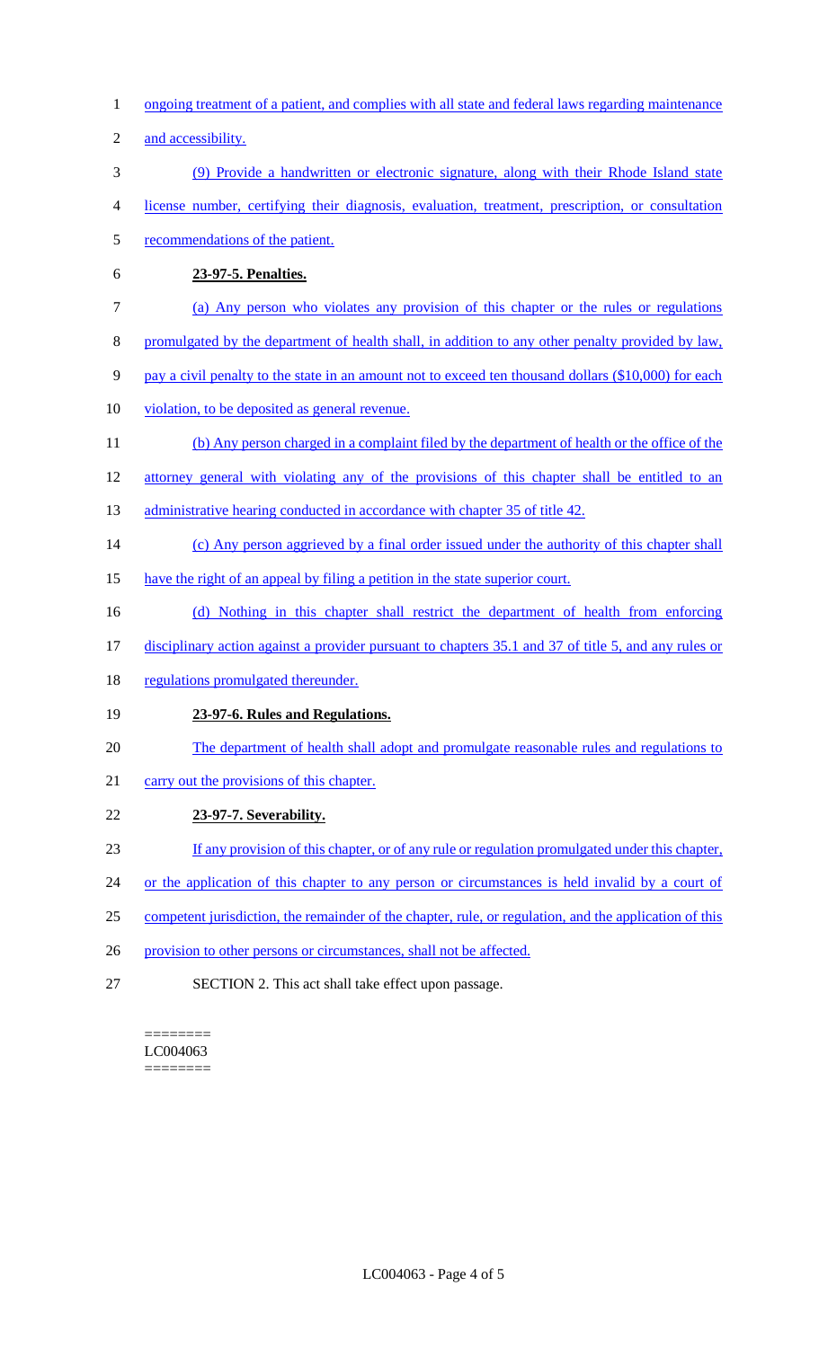ongoing treatment of a patient, and complies with all state and federal laws regarding maintenance and accessibility.

(9) Provide a handwritten or electronic signature, along with their Rhode Island state license number, certifying their diagnosis, evaluation, treatment, prescription, or consultation recommendations of the patient.

**23-97-5. Penalties.**

(a) Any person who violates any provision of this chapter or the rules or regulations promulgated by the department of health shall, in addition to any other penalty provided by law, pay a civil penalty to the state in an amount not to exceed ten thousand dollars ($10,000) for each violation, to be deposited as general revenue.

(b) Any person charged in a complaint filed by the department of health or the office of the attorney general with violating any of the provisions of this chapter shall be entitled to an administrative hearing conducted in accordance with chapter 35 of title 42.

(c) Any person aggrieved by a final order issued under the authority of this chapter shall have the right of an appeal by filing a petition in the state superior court.

(d) Nothing in this chapter shall restrict the department of health from enforcing disciplinary action against a provider pursuant to chapters 35.1 and 37 of title 5, and any rules or regulations promulgated thereunder.

**23-97-6. Rules and Regulations.**

The department of health shall adopt and promulgate reasonable rules and regulations to carry out the provisions of this chapter.

**23-97-7. Severability.**

If any provision of this chapter, or of any rule or regulation promulgated under this chapter, or the application of this chapter to any person or circumstances is held invalid by a court of competent jurisdiction, the remainder of the chapter, rule, or regulation, and the application of this provision to other persons or circumstances, shall not be affected.

SECTION 2. This act shall take effect upon passage.

========
LC004063
========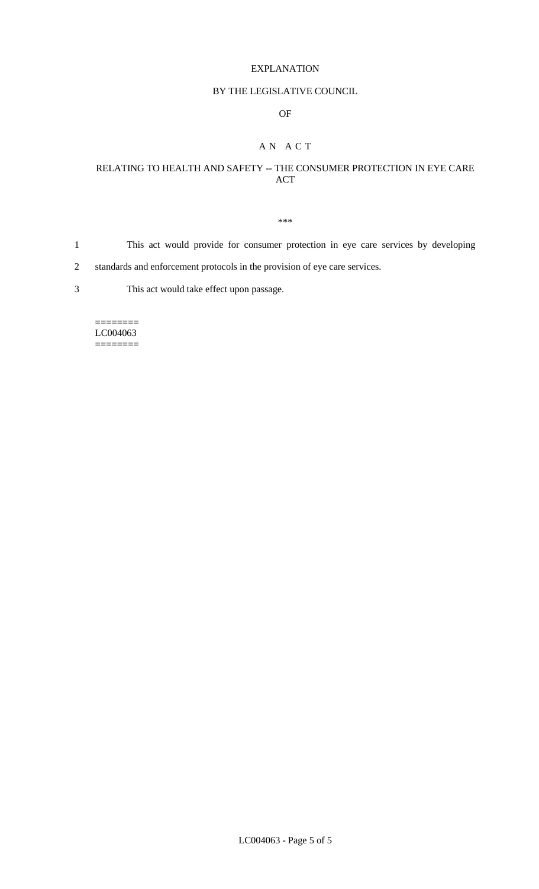EXPLANATION

BY THE LEGISLATIVE COUNCIL

OF

A N A C T

RELATING TO HEALTH AND SAFETY -- THE CONSUMER PROTECTION IN EYE CARE ACT

***

This act would provide for consumer protection in eye care services by developing standards and enforcement protocols in the provision of eye care services.

This act would take effect upon passage.

========
LC004063
========